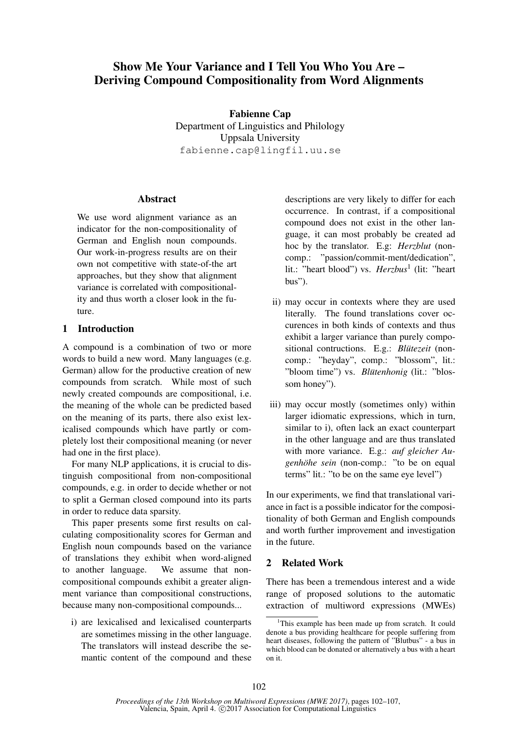# Show Me Your Variance and I Tell You Who You Are – Deriving Compound Compositionality from Word Alignments

**Fabienne Cap**
Department of Linguistics and Philology
Uppsala University
fabienne.cap@lingfil.uu.se

## Abstract

We use word alignment variance as an indicator for the non-compositionality of German and English noun compounds. Our work-in-progress results are on their own not competitive with state-of-the art approaches, but they show that alignment variance is correlated with compositionality and thus worth a closer look in the future.

## 1 Introduction

A compound is a combination of two or more words to build a new word. Many languages (e.g. German) allow for the productive creation of new compounds from scratch. While most of such newly created compounds are compositional, i.e. the meaning of the whole can be predicted based on the meaning of its parts, there also exist lexicalised compounds which have partly or completely lost their compositional meaning (or never had one in the first place).

For many NLP applications, it is crucial to distinguish compositional from non-compositional compounds, e.g. in order to decide whether or not to split a German closed compound into its parts in order to reduce data sparsity.

This paper presents some first results on calculating compositionality scores for German and English noun compounds based on the variance of translations they exhibit when word-aligned to another language. We assume that non-compositional compounds exhibit a greater alignment variance than compositional constructions, because many non-compositional compounds...

i) are lexicalised and lexicalised counterparts are sometimes missing in the other language. The translators will instead describe the semantic content of the compound and these descriptions are very likely to differ for each occurrence. In contrast, if a compositional compound does not exist in the other language, it can most probably be created ad hoc by the translator. E.g: *Herzblut* (non-comp.: "passion/commit-ment/dedication", lit.: "heart blood") vs. *Herzbus*[1] (lit: "heart bus").

ii) may occur in contexts where they are used literally. The found translations cover occurences in both kinds of contexts and thus exhibit a larger variance than purely compositional contructions. E.g.: *Blütezeit* (non-comp.: "heyday", comp.: "blossom", lit.: "bloom time") vs. *Blütenhonig* (lit.: "blossom honey").

iii) may occur mostly (sometimes only) within larger idiomatic expressions, which in turn, similar to i), often lack an exact counterpart in the other language and are thus translated with more variance. E.g.: *auf gleicher Augenhöhe sein* (non-comp.: "to be on equal terms" lit.: "to be on the same eye level")

In our experiments, we find that translational variance in fact is a possible indicator for the compositionality of both German and English compounds and worth further improvement and investigation in the future.

## 2 Related Work

There has been a tremendous interest and a wide range of proposed solutions to the automatic extraction of multiword expressions (MWEs)

[1] This example has been made up from scratch. It could denote a bus providing healthcare for people suffering from heart diseases, following the pattern of "Blutbus" - a bus in which blood can be donated or alternatively a bus with a heart on it.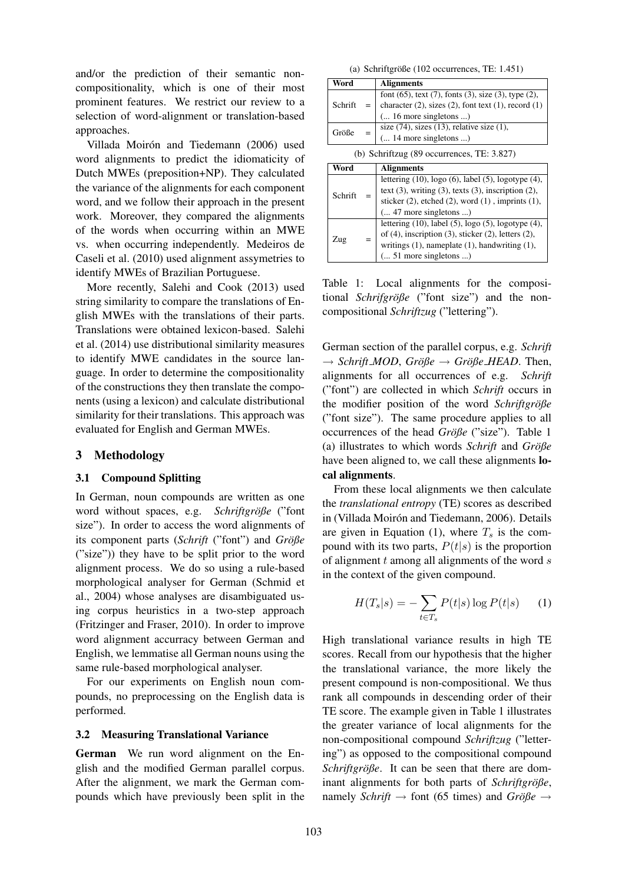and/or the prediction of their semantic non-compositionality, which is one of their most prominent features. We restrict our review to a selection of word-alignment or translation-based approaches.

Villada Moirón and Tiedemann (2006) used word alignments to predict the idiomaticity of Dutch MWEs (preposition+NP). They calculated the variance of the alignments for each component word, and we follow their approach in the present work. Moreover, they compared the alignments of the words when occurring within an MWE vs. when occurring independently. Medeiros de Caseli et al. (2010) used alignment assymetries to identify MWEs of Brazilian Portuguese.

More recently, Salehi and Cook (2013) used string similarity to compare the translations of English MWEs with the translations of their parts. Translations were obtained lexicon-based. Salehi et al. (2014) use distributional similarity measures to identify MWE candidates in the source language. In order to determine the compositionality of the constructions they then translate the components (using a lexicon) and calculate distributional similarity for their translations. This approach was evaluated for English and German MWEs.

## 3 Methodology

### 3.1 Compound Splitting

In German, noun compounds are written as one word without spaces, e.g. *Schriftgröße* ("font size"). In order to access the word alignments of its component parts (*Schrift* ("font") and *Größe* ("size")) they have to be split prior to the word alignment process. We do so using a rule-based morphological analyser for German (Schmid et al., 2004) whose analyses are disambiguated using corpus heuristics in a two-step approach (Fritzinger and Fraser, 2010). In order to improve word alignment accurracy between German and English, we lemmatise all German nouns using the same rule-based morphological analyser.

For our experiments on English noun compounds, no preprocessing on the English data is performed.

### 3.2 Measuring Translational Variance

**German** We run word alignment on the English and the modified German parallel corpus. After the alignment, we mark the German compounds which have previously been split in the German section of the parallel corpus, e.g. *Schrift* → *Schrift_MOD*, *Größe* → *Größe_HEAD*. Then, alignments for all occurrences of e.g. *Schrift* ("font") are collected in which *Schrift* occurs in the modifier position of the word *Schriftgröße* ("font size"). The same procedure applies to all occurrences of the head *Größe* ("size"). Table 1 (a) illustrates to which words *Schrift* and *Größe* have been aligned to, we call these alignments **local alignments**.

(a) Schriftgröße (102 occurrences, TE: 1.451)

| Word | | Alignments |
|---|---|---|
| Schrift | = | font (65), text (7), fonts (3), size (3), type (2), character (2), sizes (2), font text (1), record (1) (... 16 more singletons ...) |
| Größe | = | size (74), sizes (13), relative size (1), (... 14 more singletons ...) |

(b) Schriftzug (89 occurrences, TE: 3.827)

| Word | | Alignments |
|---|---|---|
| Schrift | = | lettering (10), logo (6), label (5), logotype (4), text (3), writing (3), texts (3), inscription (2), sticker (2), etched (2), word (1) , imprints (1), (... 47 more singletons ...) |
| Zug | = | lettering (10), label (5), logo (5), logotype (4), of (4), inscription (3), sticker (2), letters (2), writings (1), nameplate (1), handwriting (1), (... 51 more singletons ...) |

Table 1: Local alignments for the compositional *Schrifgröße* ("font size") and the non-compositional *Schriftzug* ("lettering").

From these local alignments we then calculate the *translational entropy* (TE) scores as described in (Villada Moirón and Tiedemann, 2006). Details are given in Equation (1), where $T_s$ is the compound with its two parts, $P(t|s)$ is the proportion of alignment $t$ among all alignments of the word $s$ in the context of the given compound.

$$H(T_s|s) = -\sum_{t \in T_s} P(t|s) \log P(t|s) \qquad (1)$$

High translational variance results in high TE scores. Recall from our hypothesis that the higher the translational variance, the more likely the present compound is non-compositional. We thus rank all compounds in descending order of their TE score. The example given in Table 1 illustrates the greater variance of local alignments for the non-compositional compound *Schriftzug* ("lettering") as opposed to the compositional compound *Schriftgröße*. It can be seen that there are dominant alignments for both parts of *Schriftgröße*, namely *Schrift* → font (65 times) and *Größe* →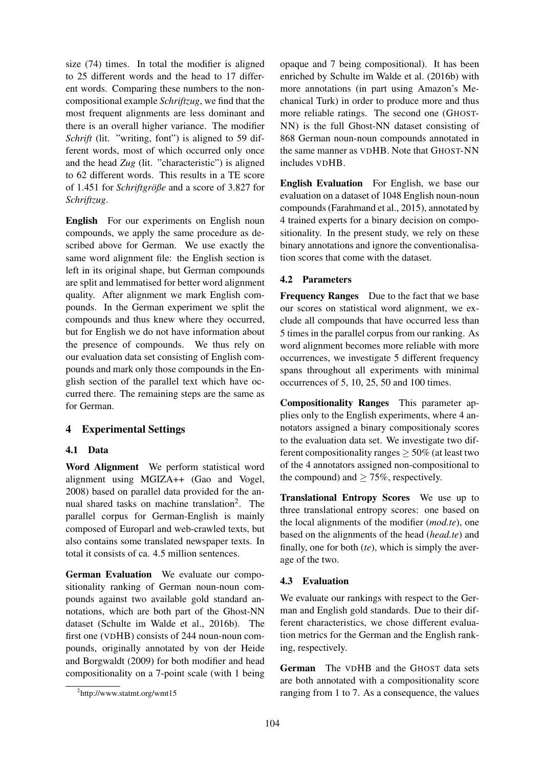size (74) times. In total the modifier is aligned to 25 different words and the head to 17 different words. Comparing these numbers to the non-compositional example *Schriftzug*, we find that the most frequent alignments are less dominant and there is an overall higher variance. The modifier *Schrift* (lit. "writing, font") is aligned to 59 different words, most of which occurred only once and the head *Zug* (lit. "characteristic") is aligned to 62 different words. This results in a TE score of 1.451 for *Schriftgröße* and a score of 3.827 for *Schriftzug*.

**English** For our experiments on English noun compounds, we apply the same procedure as described above for German. We use exactly the same word alignment file: the English section is left in its original shape, but German compounds are split and lemmatised for better word alignment quality. After alignment we mark English compounds. In the German experiment we split the compounds and thus knew where they occurred, but for English we do not have information about the presence of compounds. We thus rely on our evaluation data set consisting of English compounds and mark only those compounds in the English section of the parallel text which have occurred there. The remaining steps are the same as for German.

## 4 Experimental Settings

### 4.1 Data

**Word Alignment** We perform statistical word alignment using MGIZA++ (Gao and Vogel, 2008) based on parallel data provided for the annual shared tasks on machine translation[2]. The parallel corpus for German-English is mainly composed of Europarl and web-crawled texts, but also contains some translated newspaper texts. In total it consists of ca. 4.5 million sentences.

**German Evaluation** We evaluate our compositionality ranking of German noun-noun compounds against two available gold standard annotations, which are both part of the Ghost-NN dataset (Schulte im Walde et al., 2016b). The first one (VDHB) consists of 244 noun-noun compounds, originally annotated by von der Heide and Borgwaldt (2009) for both modifier and head compositionality on a 7-point scale (with 1 being opaque and 7 being compositional). It has been enriched by Schulte im Walde et al. (2016b) with more annotations (in part using Amazon's Mechanical Turk) in order to produce more and thus more reliable ratings. The second one (GHOST-NN) is the full Ghost-NN dataset consisting of 868 German noun-noun compounds annotated in the same manner as VDHB. Note that GHOST-NN includes VDHB.

**English Evaluation** For English, we base our evaluation on a dataset of 1048 English noun-noun compounds (Farahmand et al., 2015), annotated by 4 trained experts for a binary decision on compositionality. In the present study, we rely on these binary annotations and ignore the conventionalisation scores that come with the dataset.

### 4.2 Parameters

**Frequency Ranges** Due to the fact that we base our scores on statistical word alignment, we exclude all compounds that have occurred less than 5 times in the parallel corpus from our ranking. As word alignment becomes more reliable with more occurrences, we investigate 5 different frequency spans throughout all experiments with minimal occurrences of 5, 10, 25, 50 and 100 times.

**Compositionality Ranges** This parameter applies only to the English experiments, where 4 annotators assigned a binary compositionaly scores to the evaluation data set. We investigate two different compositionality ranges $\geq 50\%$ (at least two of the 4 annotators assigned non-compositional to the compound) and $\geq 75\%$, respectively.

**Translational Entropy Scores** We use up to three translational entropy scores: one based on the local alignments of the modifier (*mod.te*), one based on the alignments of the head (*head.te*) and finally, one for both (*te*), which is simply the average of the two.

### 4.3 Evaluation

We evaluate our rankings with respect to the German and English gold standards. Due to their different characteristics, we chose different evaluation metrics for the German and the English ranking, respectively.

**German** The VDHB and the GHOST data sets are both annotated with a compositionality score ranging from 1 to 7. As a consequence, the values

[2] http://www.statmt.org/wmt15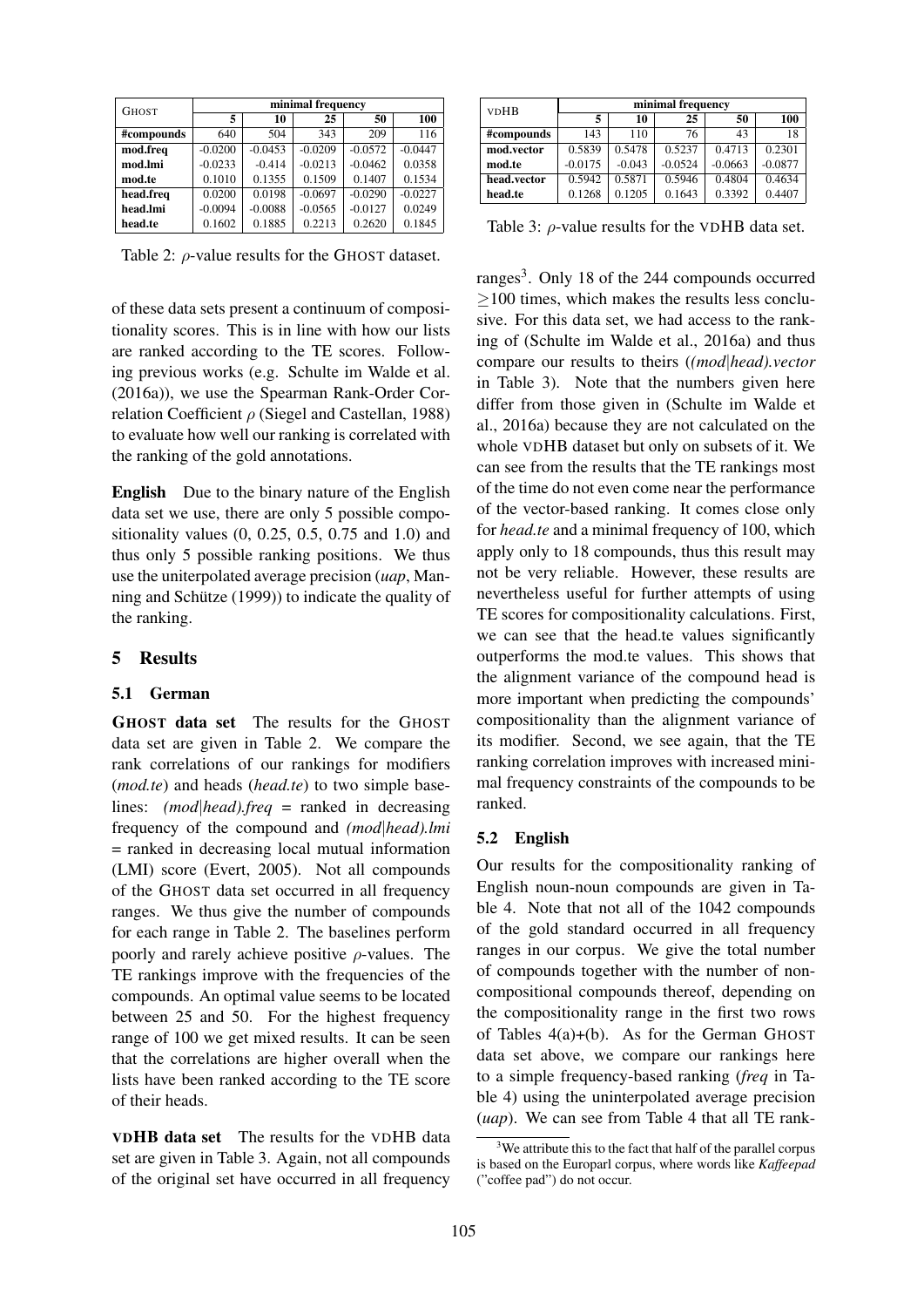| GHOST | minimal frequency | | | | |
|---|---|---|---|---|---|
| | 5 | 10 | 25 | 50 | 100 |
| **#compounds** | 640 | 504 | 343 | 209 | 116 |
| **mod.freq** | -0.0200 | -0.0453 | -0.0209 | -0.0572 | -0.0447 |
| **mod.lmi** | -0.0233 | -0.414 | -0.0213 | -0.0462 | 0.0358 |
| **mod.te** | 0.1010 | 0.1355 | 0.1509 | 0.1407 | 0.1534 |
| **head.freq** | 0.0200 | 0.0198 | -0.0697 | -0.0290 | -0.0227 |
| **head.lmi** | -0.0094 | -0.0088 | -0.0565 | -0.0127 | 0.0249 |
| **head.te** | 0.1602 | 0.1885 | 0.2213 | 0.2620 | 0.1845 |

Table 2: $\rho$-value results for the GHOST dataset.

of these data sets present a continuum of compositionality scores. This is in line with how our lists are ranked according to the TE scores. Following previous works (e.g. Schulte im Walde et al. (2016a)), we use the Spearman Rank-Order Correlation Coefficient $\rho$ (Siegel and Castellan, 1988) to evaluate how well our ranking is correlated with the ranking of the gold annotations.

**English** Due to the binary nature of the English data set we use, there are only 5 possible compositionality values (0, 0.25, 0.5, 0.75 and 1.0) and thus only 5 possible ranking positions. We thus use the uniterpolated average precision (*uap*, Manning and Schütze (1999)) to indicate the quality of the ranking.

## 5 Results

### 5.1 German

**GHOST data set** The results for the GHOST data set are given in Table 2. We compare the rank correlations of our rankings for modifiers (*mod.te*) and heads (*head.te*) to two simple baselines: *(mod|head).freq* = ranked in decreasing frequency of the compound and *(mod|head).lmi* = ranked in decreasing local mutual information (LMI) score (Evert, 2005). Not all compounds of the GHOST data set occurred in all frequency ranges. We thus give the number of compounds for each range in Table 2. The baselines perform poorly and rarely achieve positive $\rho$-values. The TE rankings improve with the frequencies of the compounds. An optimal value seems to be located between 25 and 50. For the highest frequency range of 100 we get mixed results. It can be seen that the correlations are higher overall when the lists have been ranked according to the TE score of their heads.

**VDHB data set** The results for the VDHB data set are given in Table 3. Again, not all compounds of the original set have occurred in all frequency ranges[3]. Only 18 of the 244 compounds occurred $\geq$100 times, which makes the results less conclusive. For this data set, we had access to the ranking of (Schulte im Walde et al., 2016a) and thus compare our results to theirs (*(mod|head).vector* in Table 3). Note that the numbers given here differ from those given in (Schulte im Walde et al., 2016a) because they are not calculated on the whole VDHB dataset but only on subsets of it. We can see from the results that the TE rankings most of the time do not even come near the performance of the vector-based ranking. It comes close only for *head.te* and a minimal frequency of 100, which apply only to 18 compounds, thus this result may not be very reliable. However, these results are nevertheless useful for further attempts of using TE scores for compositionality calculations. First, we can see that the head.te values significantly outperforms the mod.te values. This shows that the alignment variance of the compound head is more important when predicting the compounds' compositionality than the alignment variance of its modifier. Second, we see again, that the TE ranking correlation improves with increased minimal frequency constraints of the compounds to be ranked.

| VDHB | minimal frequency | | | | |
|---|---|---|---|---|---|
| | 5 | 10 | 25 | 50 | 100 |
| **#compounds** | 143 | 110 | 76 | 43 | 18 |
| **mod.vector** | 0.5839 | 0.5478 | 0.5237 | 0.4713 | 0.2301 |
| **mod.te** | -0.0175 | -0.043 | -0.0524 | -0.0663 | -0.0877 |
| **head.vector** | 0.5942 | 0.5871 | 0.5946 | 0.4804 | 0.4634 |
| **head.te** | 0.1268 | 0.1205 | 0.1643 | 0.3392 | 0.4407 |

Table 3: $\rho$-value results for the VDHB data set.

### 5.2 English

Our results for the compositionality ranking of English noun-noun compounds are given in Table 4. Note that not all of the 1042 compounds of the gold standard occurred in all frequency ranges in our corpus. We give the total number of compounds together with the number of non-compositional compounds thereof, depending on the compositionality range in the first two rows of Tables 4(a)+(b). As for the German GHOST data set above, we compare our rankings here to a simple frequency-based ranking (*freq* in Table 4) using the uninterpolated average precision (*uap*). We can see from Table 4 that all TE rank-

[3]We attribute this to the fact that half of the parallel corpus is based on the Europarl corpus, where words like *Kaffeepad* ("coffee pad") do not occur.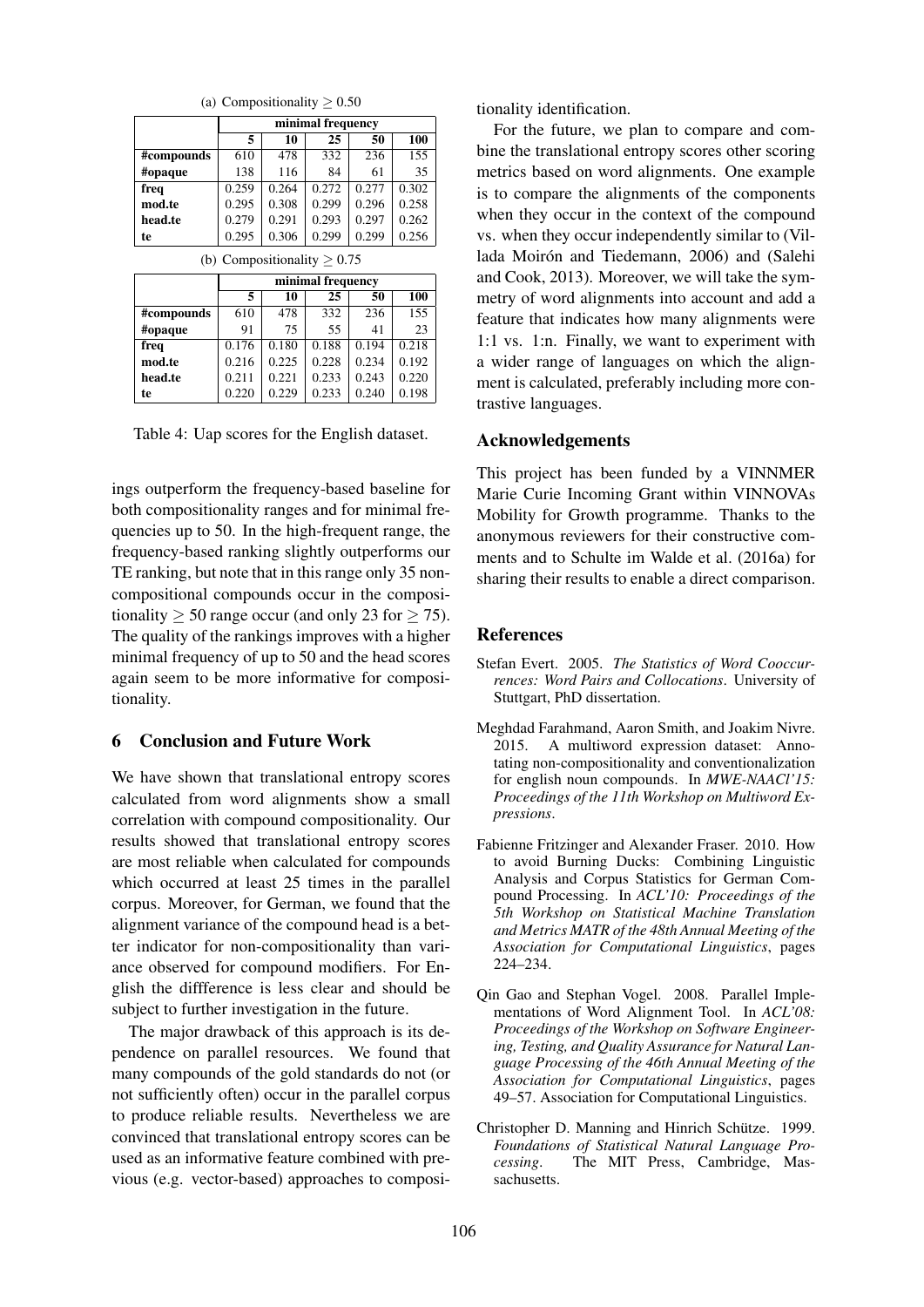(a) Compositionality $\geq 0.50$

| | minimal frequency | | | | |
|---|---|---|---|---|---|
| | **5** | **10** | **25** | **50** | **100** |
| **#compounds** | 610 | 478 | 332 | 236 | 155 |
| **#opaque** | 138 | 116 | 84 | 61 | 35 |
| **freq** | 0.259 | 0.264 | 0.272 | 0.277 | 0.302 |
| **mod.te** | 0.295 | 0.308 | 0.299 | 0.296 | 0.258 |
| **head.te** | 0.279 | 0.291 | 0.293 | 0.297 | 0.262 |
| **te** | 0.295 | 0.306 | 0.299 | 0.299 | 0.256 |

(b) Compositionality $\geq 0.75$

| | minimal frequency | | | | |
|---|---|---|---|---|---|
| | **5** | **10** | **25** | **50** | **100** |
| **#compounds** | 610 | 478 | 332 | 236 | 155 |
| **#opaque** | 91 | 75 | 55 | 41 | 23 |
| **freq** | 0.176 | 0.180 | 0.188 | 0.194 | 0.218 |
| **mod.te** | 0.216 | 0.225 | 0.228 | 0.234 | 0.192 |
| **head.te** | 0.211 | 0.221 | 0.233 | 0.243 | 0.220 |
| **te** | 0.220 | 0.229 | 0.233 | 0.240 | 0.198 |

Table 4: Uap scores for the English dataset.

ings outperform the frequency-based baseline for both compositionality ranges and for minimal frequencies up to 50. In the high-frequent range, the frequency-based ranking slightly outperforms our TE ranking, but note that in this range only 35 non-compositional compounds occur in the compositionality $\geq 50$ range occur (and only 23 for $\geq 75$). The quality of the rankings improves with a higher minimal frequency of up to 50 and the head scores again seem to be more informative for compositionality.

## 6 Conclusion and Future Work

We have shown that translational entropy scores calculated from word alignments show a small correlation with compound compositionality. Our results showed that translational entropy scores are most reliable when calculated for compounds which occurred at least 25 times in the parallel corpus. Moreover, for German, we found that the alignment variance of the compound head is a better indicator for non-compositionality than variance observed for compound modifiers. For English the diffference is less clear and should be subject to further investigation in the future.

The major drawback of this approach is its dependence on parallel resources. We found that many compounds of the gold standards do not (or not sufficiently often) occur in the parallel corpus to produce reliable results. Nevertheless we are convinced that translational entropy scores can be used as an informative feature combined with previous (e.g. vector-based) approaches to compositionality identification.

For the future, we plan to compare and combine the translational entropy scores other scoring metrics based on word alignments. One example is to compare the alignments of the components when they occur in the context of the compound vs. when they occur independently similar to (Villada Moirón and Tiedemann, 2006) and (Salehi and Cook, 2013). Moreover, we will take the symmetry of word alignments into account and add a feature that indicates how many alignments were 1:1 vs. 1:n. Finally, we want to experiment with a wider range of languages on which the alignment is calculated, preferably including more contrastive languages.

## Acknowledgements

This project has been funded by a VINNMER Marie Curie Incoming Grant within VINNOVAs Mobility for Growth programme. Thanks to the anonymous reviewers for their constructive comments and to Schulte im Walde et al. (2016a) for sharing their results to enable a direct comparison.

## References

Stefan Evert. 2005. *The Statistics of Word Cooccurrences: Word Pairs and Collocations*. University of Stuttgart, PhD dissertation.

Meghdad Farahmand, Aaron Smith, and Joakim Nivre. 2015. A multiword expression dataset: Annotating non-compositionality and conventionalization for english noun compounds. In *MWE-NAACl'15: Proceedings of the 11th Workshop on Multiword Expressions*.

Fabienne Fritzinger and Alexander Fraser. 2010. How to avoid Burning Ducks: Combining Linguistic Analysis and Corpus Statistics for German Compound Processing. In *ACL'10: Proceedings of the 5th Workshop on Statistical Machine Translation and Metrics MATR of the 48th Annual Meeting of the Association for Computational Linguistics*, pages 224–234.

Qin Gao and Stephan Vogel. 2008. Parallel Implementations of Word Alignment Tool. In *ACL'08: Proceedings of the Workshop on Software Engineering, Testing, and Quality Assurance for Natural Language Processing of the 46th Annual Meeting of the Association for Computational Linguistics*, pages 49–57. Association for Computational Linguistics.

Christopher D. Manning and Hinrich Schütze. 1999. *Foundations of Statistical Natural Language Processing*. The MIT Press, Cambridge, Massachusetts.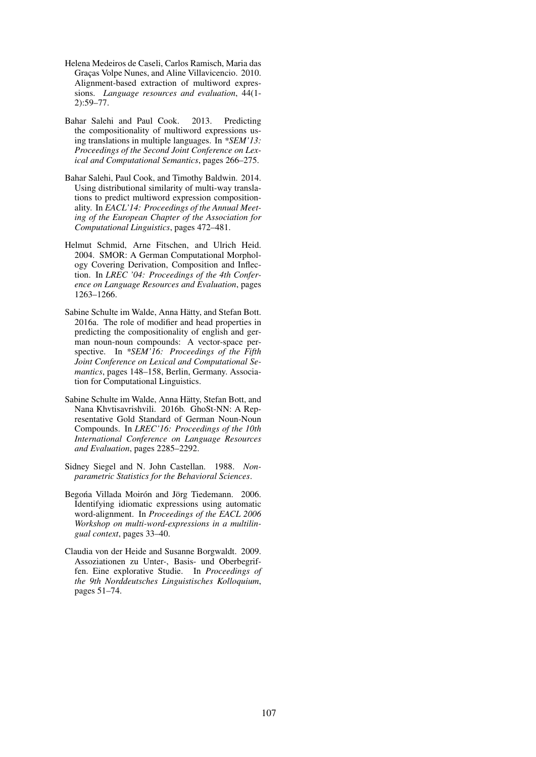Helena Medeiros de Caseli, Carlos Ramisch, Maria das Graças Volpe Nunes, and Aline Villavicencio. 2010. Alignment-based extraction of multiword expressions. *Language resources and evaluation*, 44(1-2):59–77.

Bahar Salehi and Paul Cook. 2013. Predicting the compositionality of multiword expressions using translations in multiple languages. In *\*SEM'13: Proceedings of the Second Joint Conference on Lexical and Computational Semantics*, pages 266–275.

Bahar Salehi, Paul Cook, and Timothy Baldwin. 2014. Using distributional similarity of multi-way translations to predict multiword expression compositionality. In *EACL'14: Proceedings of the Annual Meeting of the European Chapter of the Association for Computational Linguistics*, pages 472–481.

Helmut Schmid, Arne Fitschen, and Ulrich Heid. 2004. SMOR: A German Computational Morphology Covering Derivation, Composition and Inflection. In *LREC '04: Proceedings of the 4th Conference on Language Resources and Evaluation*, pages 1263–1266.

Sabine Schulte im Walde, Anna Hätty, and Stefan Bott. 2016a. The role of modifier and head properties in predicting the compositionality of english and german noun-noun compounds: A vector-space perspective. In *\*SEM'16: Proceedings of the Fifth Joint Conference on Lexical and Computational Semantics*, pages 148–158, Berlin, Germany. Association for Computational Linguistics.

Sabine Schulte im Walde, Anna Hätty, Stefan Bott, and Nana Khvtisavrishvili. 2016b. GhoSt-NN: A Representative Gold Standard of German Noun-Noun Compounds. In *LREC'16: Proceedings of the 10th International Conference on Language Resources and Evaluation*, pages 2285–2292.

Sidney Siegel and N. John Castellan. 1988. *Non-parametric Statistics for the Behavioral Sciences*.

Begońa Villada Moirón and Jörg Tiedemann. 2006. Identifying idiomatic expressions using automatic word-alignment. In *Proceedings of the EACL 2006 Workshop on multi-word-expressions in a multilingual context*, pages 33–40.

Claudia von der Heide and Susanne Borgwaldt. 2009. Assoziationen zu Unter-, Basis- und Oberbegriffen. Eine explorative Studie. In *Proceedings of the 9th Norddeutsches Linguistisches Kolloquium*, pages 51–74.